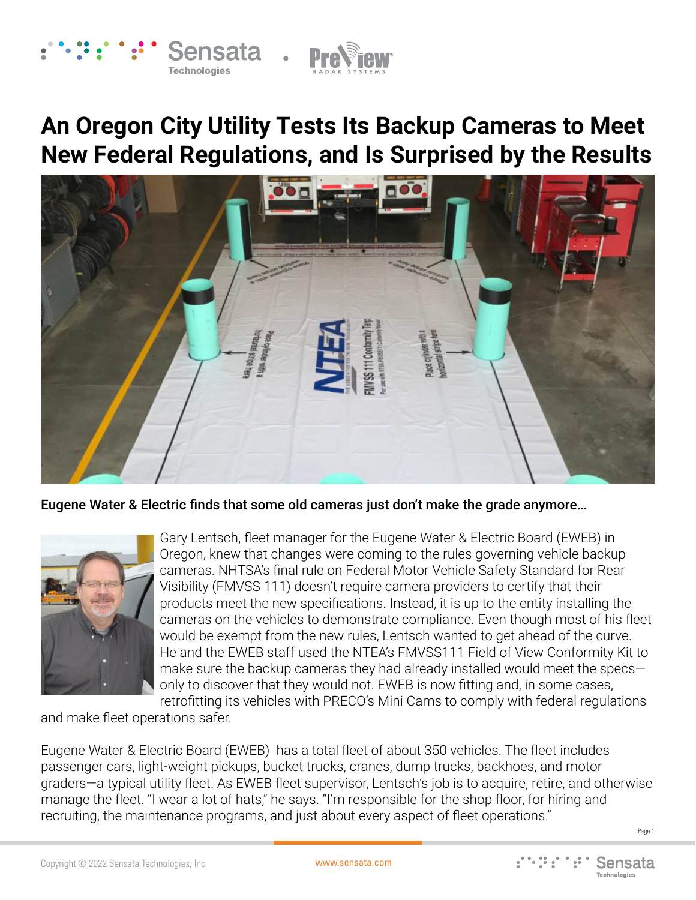# An Oregon City Utility Tests Its Backup Cameras to Meet New Federal Regulations, and Is Surprised by the Results

**Eugene Water & Electric finds that some old cameras just don't make the grade anymore…**

Gary Lentsch, fleet manager for the Eugene Water & Electric Board (EWEB) in Oregon, knew that changes were coming to the rules governing vehicle backup cameras. NHTSA's final rule on Federal Motor Vehicle Safety Standard for Rear Visibility (FMVSS 111) doesn't require camera providers to certify that their products meet the new specifications. Instead, it is up to the entity installing the cameras on the vehicles to demonstrate compliance. Even though most of his fleet would be exempt from the new rules, Lentsch wanted to get ahead of the curve. He and the EWEB staff used the NTEA's FMVSS111 Field of View Conformity Kit to make sure the backup cameras they had already installed would meet the specs—only to discover that they would not. EWEB is now fitting and, in some cases, retrofitting its vehicles with PRECO's Mini Cams to comply with federal regulations and make fleet operations safer.

Eugene Water & Electric Board (EWEB) has a total fleet of about 350 vehicles. The fleet includes passenger cars, light-weight pickups, bucket trucks, cranes, dump trucks, backhoes, and motor graders—a typical utility fleet. As EWEB fleet supervisor, Lentsch's job is to acquire, retire, and otherwise manage the fleet. "I wear a lot of hats," he says. "I'm responsible for the shop floor, for hiring and recruiting, the maintenance programs, and just about every aspect of fleet operations."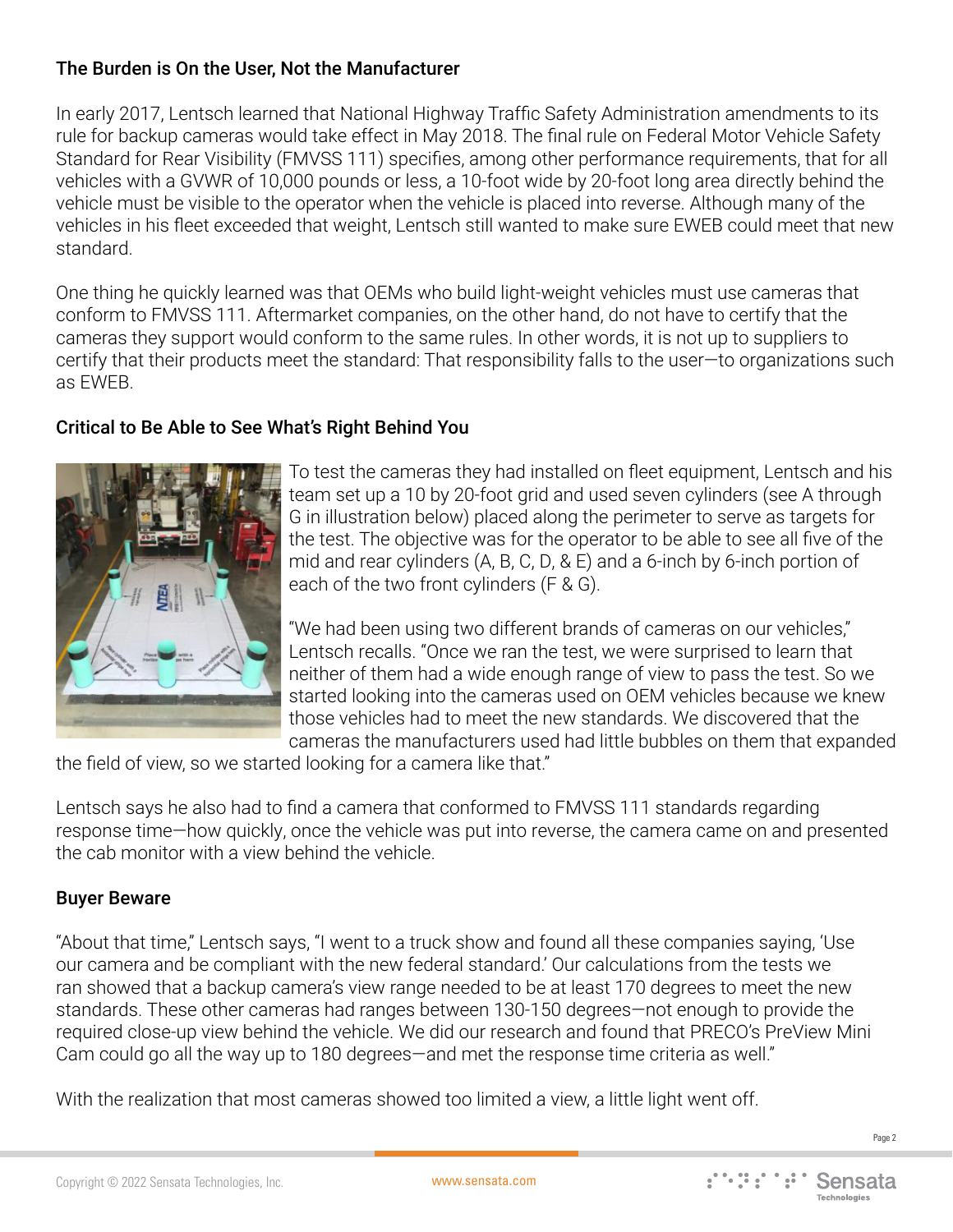### The Burden is On the User, Not the Manufacturer

In early 2017, Lentsch learned that National Highway Traffic Safety Administration amendments to its rule for backup cameras would take effect in May 2018. The final rule on Federal Motor Vehicle Safety Standard for Rear Visibility (FMVSS 111) specifies, among other performance requirements, that for all vehicles with a GVWR of 10,000 pounds or less, a 10-foot wide by 20-foot long area directly behind the vehicle must be visible to the operator when the vehicle is placed into reverse. Although many of the vehicles in his fleet exceeded that weight, Lentsch still wanted to make sure EWEB could meet that new standard.

One thing he quickly learned was that OEMs who build light-weight vehicles must use cameras that conform to FMVSS 111. Aftermarket companies, on the other hand, do not have to certify that the cameras they support would conform to the same rules. In other words, it is not up to suppliers to certify that their products meet the standard: That responsibility falls to the user—to organizations such as EWEB.

### Critical to Be Able to See What's Right Behind You

To test the cameras they had installed on fleet equipment, Lentsch and his team set up a 10 by 20-foot grid and used seven cylinders (see A through G in illustration below) placed along the perimeter to serve as targets for the test. The objective was for the operator to be able to see all five of the mid and rear cylinders (A, B, C, D, & E) and a 6-inch by 6-inch portion of each of the two front cylinders (F & G).

"We had been using two different brands of cameras on our vehicles," Lentsch recalls. "Once we ran the test, we were surprised to learn that neither of them had a wide enough range of view to pass the test. So we started looking into the cameras used on OEM vehicles because we knew those vehicles had to meet the new standards. We discovered that the cameras the manufacturers used had little bubbles on them that expanded the field of view, so we started looking for a camera like that."

Lentsch says he also had to find a camera that conformed to FMVSS 111 standards regarding response time—how quickly, once the vehicle was put into reverse, the camera came on and presented the cab monitor with a view behind the vehicle.

### Buyer Beware

"About that time," Lentsch says, "I went to a truck show and found all these companies saying, 'Use our camera and be compliant with the new federal standard.' Our calculations from the tests we ran showed that a backup camera's view range needed to be at least 170 degrees to meet the new standards. These other cameras had ranges between 130-150 degrees—not enough to provide the required close-up view behind the vehicle. We did our research and found that PRECO's PreView Mini Cam could go all the way up to 180 degrees—and met the response time criteria as well."

With the realization that most cameras showed too limited a view, a little light went off.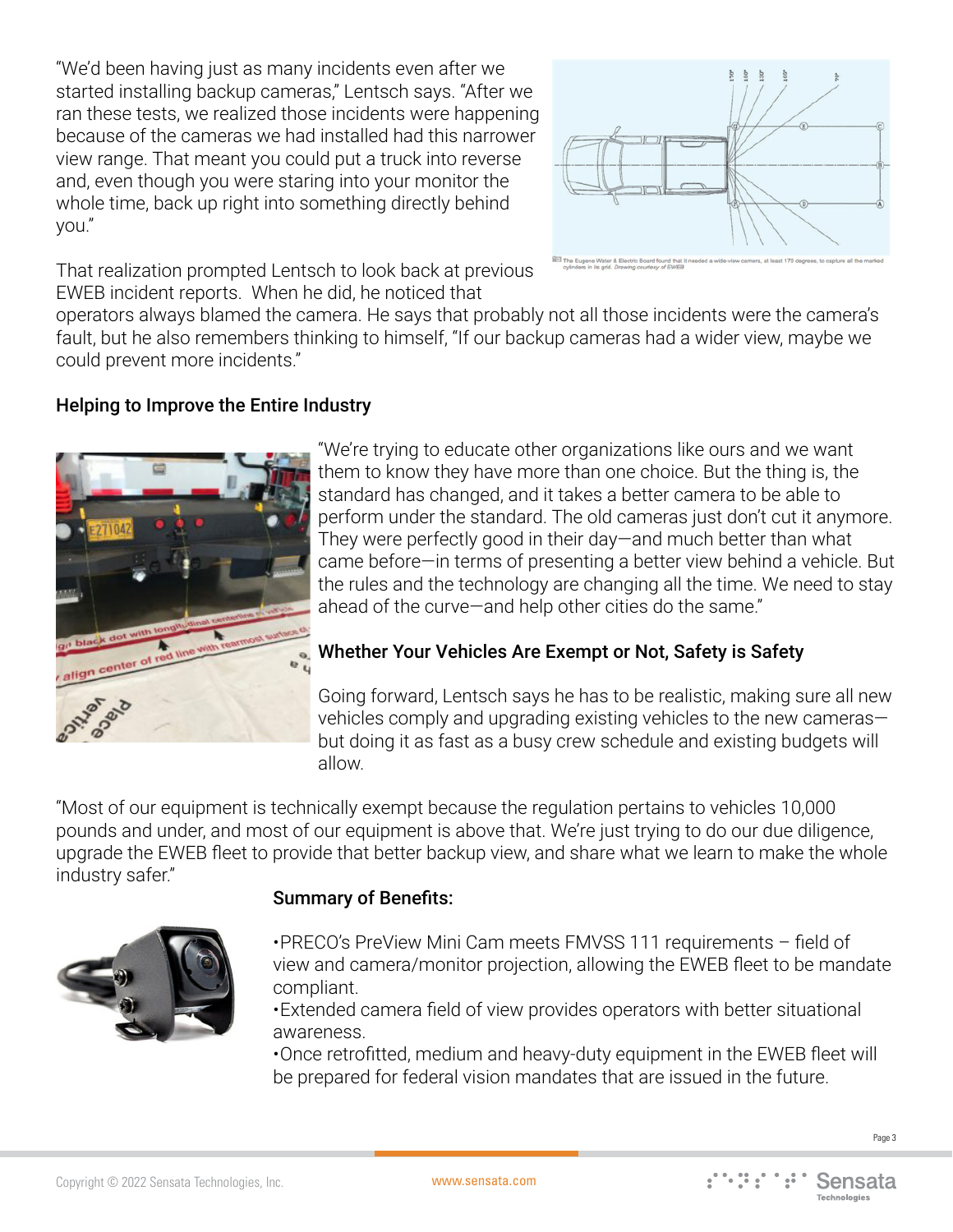"We'd been having just as many incidents even after we started installing backup cameras," Lentsch says. "After we ran these tests, we realized those incidents were happening because of the cameras we had installed had this narrower view range. That meant you could put a truck into reverse and, even though you were staring into your monitor the whole time, back up right into something directly behind you."

The Eugene Water & Electric Board found that it needed a wide-view camera, at least 170 degrees, to capture all the marked cylinders in its grid. *Drawing courtesy of EWEB*

That realization prompted Lentsch to look back at previous EWEB incident reports. When he did, he noticed that operators always blamed the camera. He says that probably not all those incidents were the camera's fault, but he also remembers thinking to himself, "If our backup cameras had a wider view, maybe we could prevent more incidents."

## Helping to Improve the Entire Industry

"We're trying to educate other organizations like ours and we want them to know they have more than one choice. But the thing is, the standard has changed, and it takes a better camera to be able to perform under the standard. The old cameras just don't cut it anymore. They were perfectly good in their day—and much better than what came before—in terms of presenting a better view behind a vehicle. But the rules and the technology are changing all the time. We need to stay ahead of the curve—and help other cities do the same."

## Whether Your Vehicles Are Exempt or Not, Safety is Safety

Going forward, Lentsch says he has to be realistic, making sure all new vehicles comply and upgrading existing vehicles to the new cameras—but doing it as fast as a busy crew schedule and existing budgets will allow.

"Most of our equipment is technically exempt because the regulation pertains to vehicles 10,000 pounds and under, and most of our equipment is above that. We're just trying to do our due diligence, upgrade the EWEB fleet to provide that better backup view, and share what we learn to make the whole industry safer."

## Summary of Benefits:

- PRECO's PreView Mini Cam meets FMVSS 111 requirements – field of view and camera/monitor projection, allowing the EWEB fleet to be mandate compliant.
- Extended camera field of view provides operators with better situational awareness.
- Once retrofitted, medium and heavy-duty equipment in the EWEB fleet will be prepared for federal vision mandates that are issued in the future.